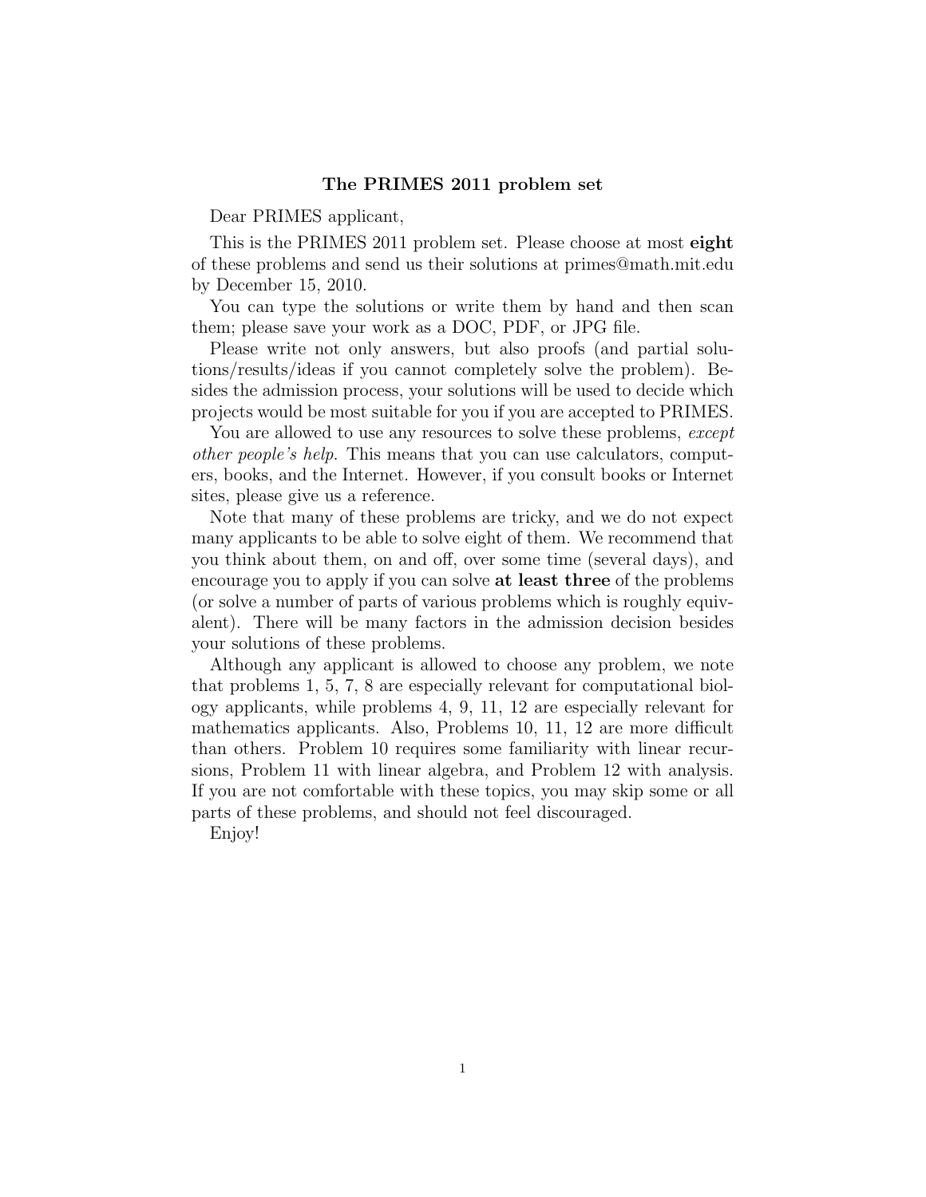# The PRIMES 2011 problem set

Dear PRIMES applicant,

This is the PRIMES 2011 problem set. Please choose at most **eight** of these problems and send us their solutions at primes@math.mit.edu by December 15, 2010.

You can type the solutions or write them by hand and then scan them; please save your work as a DOC, PDF, or JPG file.

Please write not only answers, but also proofs (and partial solutions/results/ideas if you cannot completely solve the problem). Besides the admission process, your solutions will be used to decide which projects would be most suitable for you if you are accepted to PRIMES.

You are allowed to use any resources to solve these problems, *except other people's help*. This means that you can use calculators, computers, books, and the Internet. However, if you consult books or Internet sites, please give us a reference.

Note that many of these problems are tricky, and we do not expect many applicants to be able to solve eight of them. We recommend that you think about them, on and off, over some time (several days), and encourage you to apply if you can solve **at least three** of the problems (or solve a number of parts of various problems which is roughly equivalent). There will be many factors in the admission decision besides your solutions of these problems.

Although any applicant is allowed to choose any problem, we note that problems 1, 5, 7, 8 are especially relevant for computational biology applicants, while problems 4, 9, 11, 12 are especially relevant for mathematics applicants. Also, Problems 10, 11, 12 are more difficult than others. Problem 10 requires some familiarity with linear recursions, Problem 11 with linear algebra, and Problem 12 with analysis. If you are not comfortable with these topics, you may skip some or all parts of these problems, and should not feel discouraged.

Enjoy!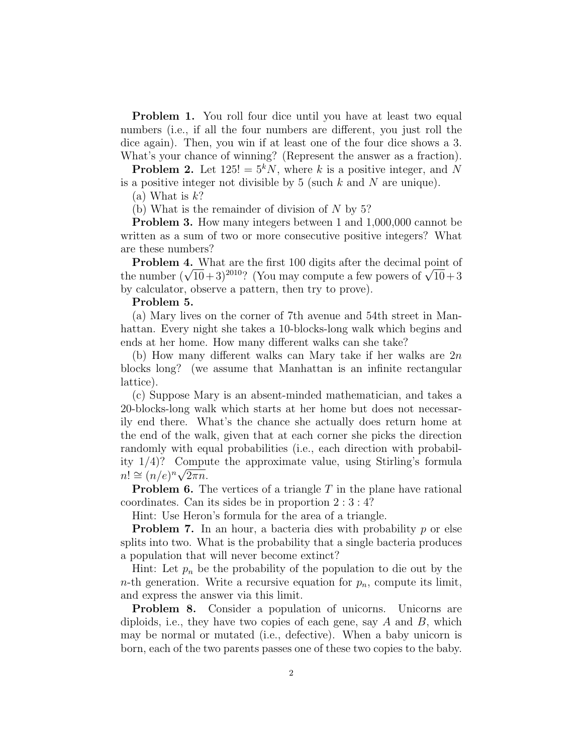**Problem 1.** You roll four dice until you have at least two equal numbers (i.e., if all the four numbers are different, you just roll the dice again). Then, you win if at least one of the four dice shows a 3. What's your chance of winning? (Represent the answer as a fraction).

**Problem 2.** Let $125! = 5^k N$, where $k$ is a positive integer, and $N$ is a positive integer not divisible by 5 (such $k$ and $N$ are unique).

(a) What is $k$?

(b) What is the remainder of division of $N$ by 5?

**Problem 3.** How many integers between 1 and 1,000,000 cannot be written as a sum of two or more consecutive positive integers? What are these numbers?

**Problem 4.** What are the first 100 digits after the decimal point of the number $(\sqrt{10}+3)^{2010}$? (You may compute a few powers of $\sqrt{10}+3$ by calculator, observe a pattern, then try to prove).

**Problem 5.**

(a) Mary lives on the corner of 7th avenue and 54th street in Manhattan. Every night she takes a 10-blocks-long walk which begins and ends at her home. How many different walks can she take?

(b) How many different walks can Mary take if her walks are $2n$ blocks long? (we assume that Manhattan is an infinite rectangular lattice).

(c) Suppose Mary is an absent-minded mathematician, and takes a 20-blocks-long walk which starts at her home but does not necessarily end there. What's the chance she actually does return home at the end of the walk, given that at each corner she picks the direction randomly with equal probabilities (i.e., each direction with probability 1/4)? Compute the approximate value, using Stirling's formula $n! \cong (n/e)^n \sqrt{2\pi n}$.

**Problem 6.** The vertices of a triangle $T$ in the plane have rational coordinates. Can its sides be in proportion $2 : 3 : 4$?

Hint: Use Heron's formula for the area of a triangle.

**Problem 7.** In an hour, a bacteria dies with probability $p$ or else splits into two. What is the probability that a single bacteria produces a population that will never become extinct?

Hint: Let $p_n$ be the probability of the population to die out by the $n$-th generation. Write a recursive equation for $p_n$, compute its limit, and express the answer via this limit.

**Problem 8.** Consider a population of unicorns. Unicorns are diploids, i.e., they have two copies of each gene, say $A$ and $B$, which may be normal or mutated (i.e., defective). When a baby unicorn is born, each of the two parents passes one of these two copies to the baby.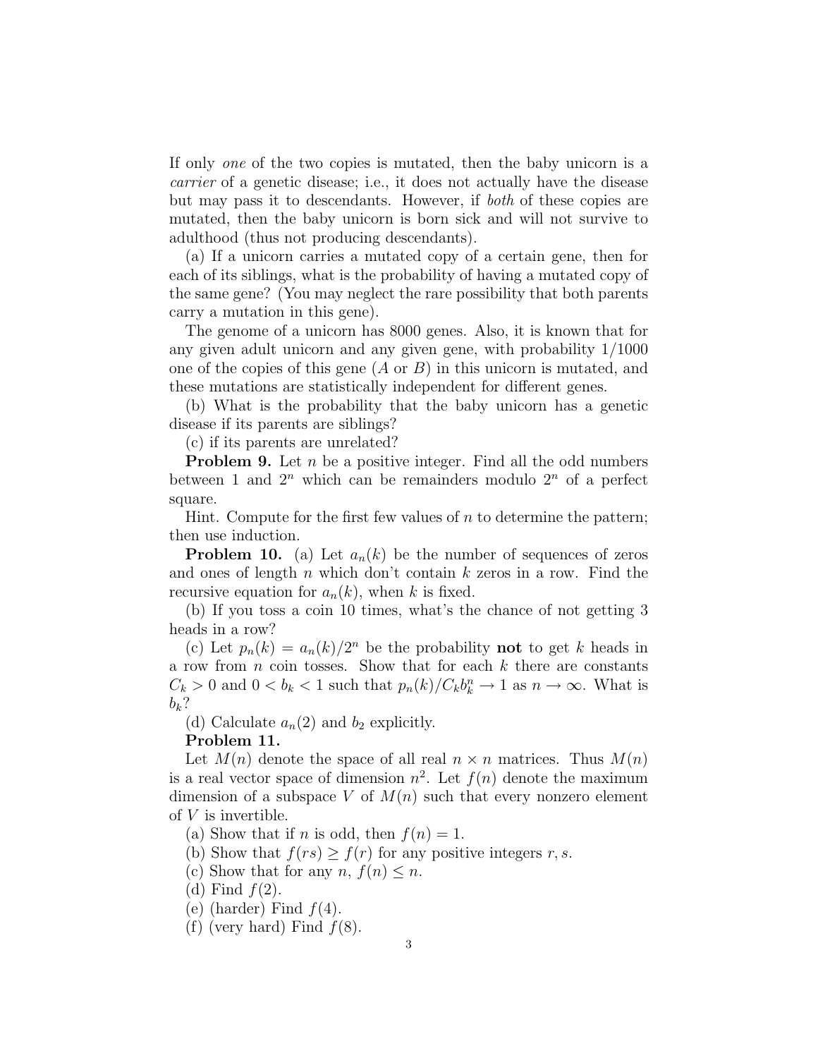If only *one* of the two copies is mutated, then the baby unicorn is a *carrier* of a genetic disease; i.e., it does not actually have the disease but may pass it to descendants. However, if *both* of these copies are mutated, then the baby unicorn is born sick and will not survive to adulthood (thus not producing descendants).

(a) If a unicorn carries a mutated copy of a certain gene, then for each of its siblings, what is the probability of having a mutated copy of the same gene? (You may neglect the rare possibility that both parents carry a mutation in this gene).

The genome of a unicorn has 8000 genes. Also, it is known that for any given adult unicorn and any given gene, with probability 1/1000 one of the copies of this gene ($A$ or $B$) in this unicorn is mutated, and these mutations are statistically independent for different genes.

(b) What is the probability that the baby unicorn has a genetic disease if its parents are siblings?

(c) if its parents are unrelated?

**Problem 9.** Let $n$ be a positive integer. Find all the odd numbers between 1 and $2^n$ which can be remainders modulo $2^n$ of a perfect square.

Hint. Compute for the first few values of $n$ to determine the pattern; then use induction.

**Problem 10.** (a) Let $a_n(k)$ be the number of sequences of zeros and ones of length $n$ which don't contain $k$ zeros in a row. Find the recursive equation for $a_n(k)$, when $k$ is fixed.

(b) If you toss a coin 10 times, what's the chance of not getting 3 heads in a row?

(c) Let $p_n(k) = a_n(k)/2^n$ be the probability **not** to get $k$ heads in a row from $n$ coin tosses. Show that for each $k$ there are constants $C_k > 0$ and $0 < b_k < 1$ such that $p_n(k)/C_k b_k^n \to 1$ as $n \to \infty$. What is $b_k$?

(d) Calculate $a_n(2)$ and $b_2$ explicitly.

**Problem 11.**

Let $M(n)$ denote the space of all real $n \times n$ matrices. Thus $M(n)$ is a real vector space of dimension $n^2$. Let $f(n)$ denote the maximum dimension of a subspace $V$ of $M(n)$ such that every nonzero element of $V$ is invertible.

(a) Show that if $n$ is odd, then $f(n) = 1$.

(b) Show that $f(rs) \geq f(r)$ for any positive integers $r, s$.

(c) Show that for any $n$, $f(n) \leq n$.

(d) Find $f(2)$.

(e) (harder) Find $f(4)$.

(f) (very hard) Find $f(8)$.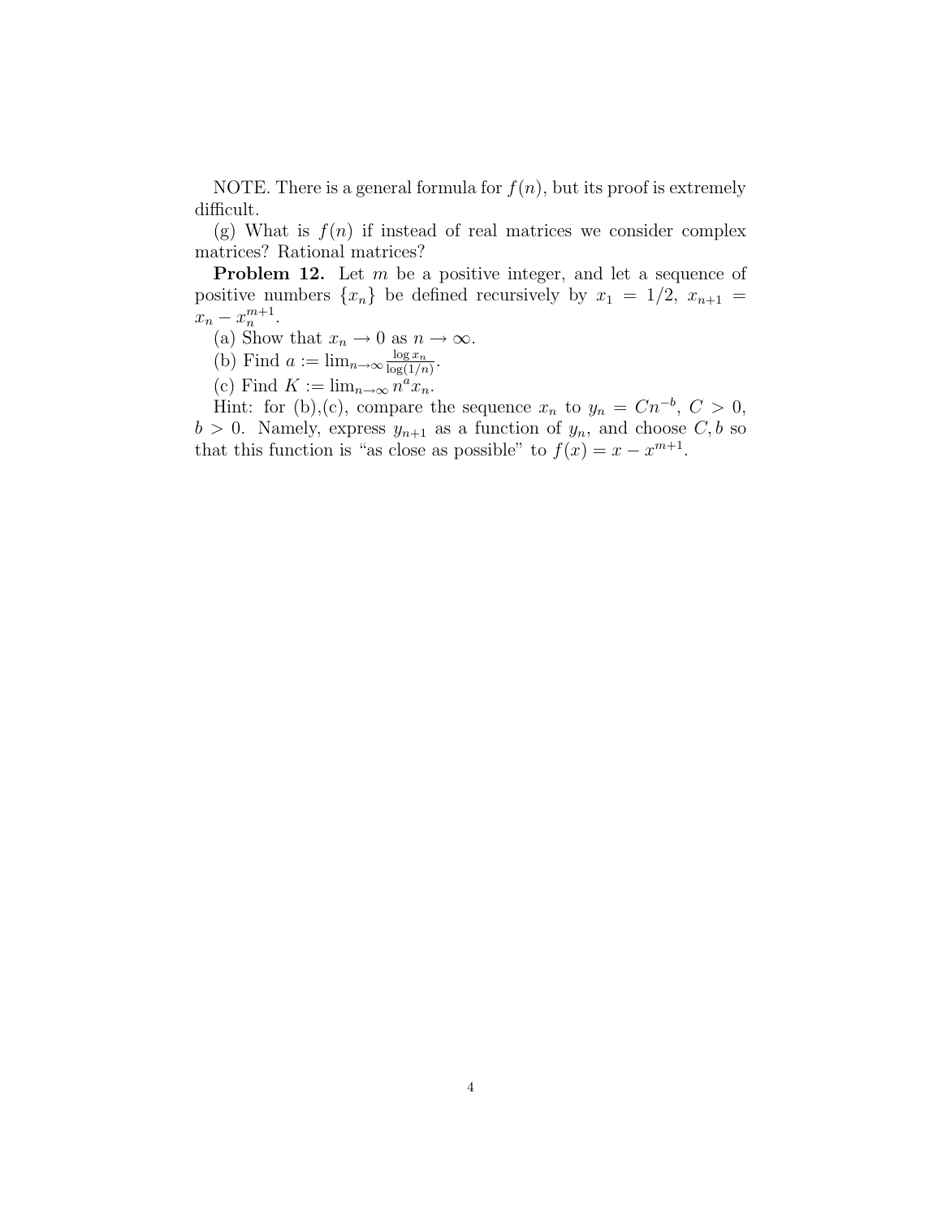NOTE. There is a general formula for $f(n)$, but its proof is extremely difficult.

(g) What is $f(n)$ if instead of real matrices we consider complex matrices? Rational matrices?

**Problem 12.** Let $m$ be a positive integer, and let a sequence of positive numbers $\{x_n\}$ be defined recursively by $x_1 = 1/2$, $x_{n+1} = x_n - x_n^{m+1}$.

(a) Show that $x_n \to 0$ as $n \to \infty$.

(b) Find $a := \lim_{n\to\infty} \frac{\log x_n}{\log(1/n)}$.

(c) Find $K := \lim_{n\to\infty} n^a x_n$.

Hint: for (b),(c), compare the sequence $x_n$ to $y_n = Cn^{-b}$, $C > 0$, $b > 0$. Namely, express $y_{n+1}$ as a function of $y_n$, and choose $C, b$ so that this function is "as close as possible" to $f(x) = x - x^{m+1}$.